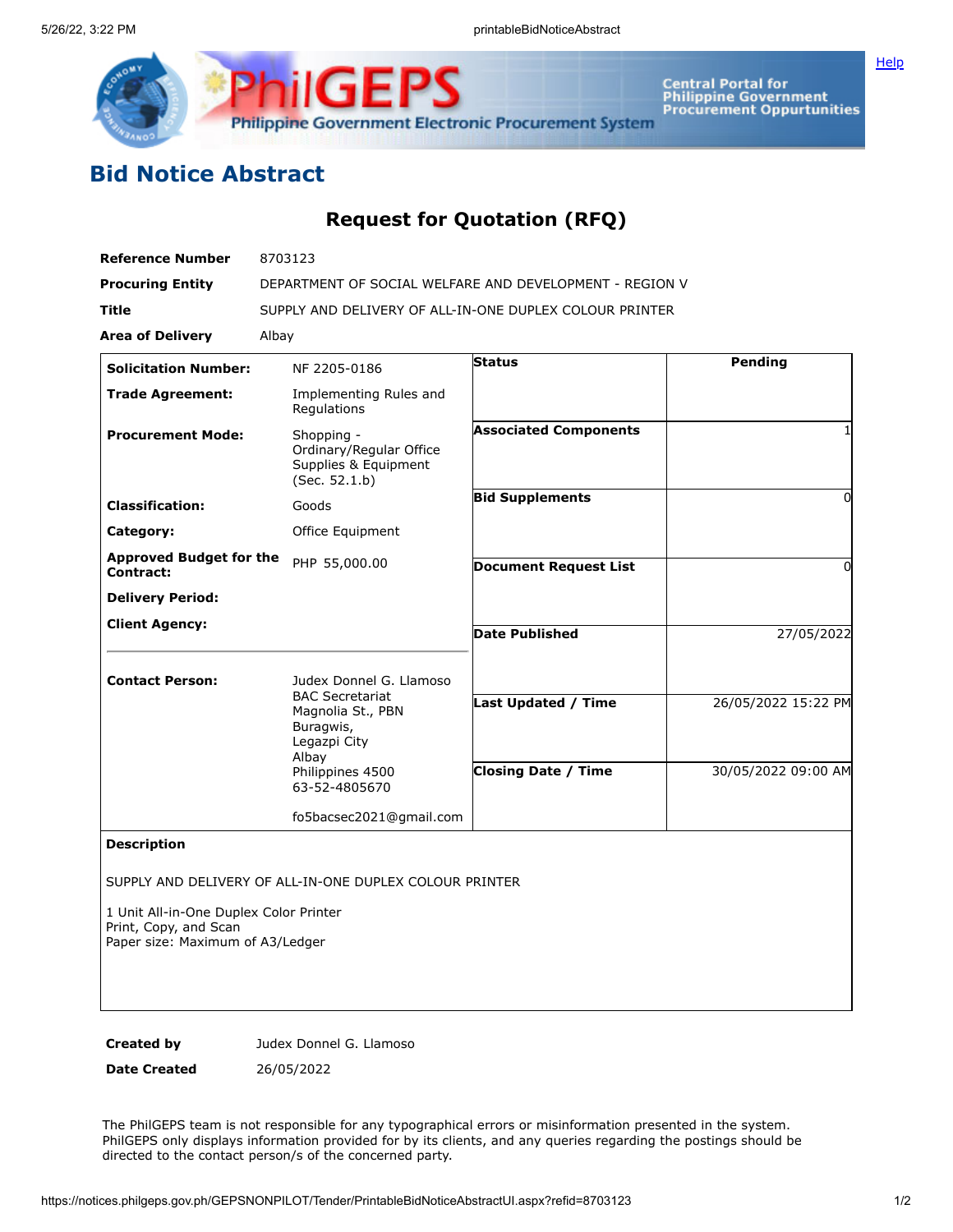# Bid Notice Abstract

## Request for Quotation (RFQ)

| | |
|---|---|
| **Reference Number** | 8703123 |
| **Procuring Entity** | DEPARTMENT OF SOCIAL WELFARE AND DEVELOPMENT - REGION V |
| **Title** | SUPPLY AND DELIVERY OF ALL-IN-ONE DUPLEX COLOUR PRINTER |
| **Area of Delivery** | Albay |

| | | | |
|---|---|---|---|
| **Solicitation Number:** | NF 2205-0186 | **Status** | Pending |
| **Trade Agreement:** | Implementing Rules and Regulations | | |
| **Procurement Mode:** | Shopping - Ordinary/Regular Office Supplies & Equipment (Sec. 52.1.b) | **Associated Components** | 1 |
| **Classification:** | Goods | **Bid Supplements** | 0 |
| **Category:** | Office Equipment | | |
| **Approved Budget for the Contract:** | PHP 55,000.00 | **Document Request List** | 0 |
| **Delivery Period:** | | | |
| **Client Agency:** | | **Date Published** | 27/05/2022 |
| **Contact Person:** | Judex Donnel G. Llamoso<br>BAC Secretariat<br>Magnolia St., PBN<br>Buragwis,<br>Legazpi City<br>Albay<br>Philippines 4500<br>63-52-4805670<br><br>fo5bacsec2021@gmail.com | **Last Updated / Time** | 26/05/2022 15:22 PM |
| | | **Closing Date / Time** | 30/05/2022 09:00 AM |

**Description**

SUPPLY AND DELIVERY OF ALL-IN-ONE DUPLEX COLOUR PRINTER

1 Unit All-in-One Duplex Color Printer
Print, Copy, and Scan
Paper size: Maximum of A3/Ledger

| | |
|---|---|
| **Created by** | Judex Donnel G. Llamoso |
| **Date Created** | 26/05/2022 |

The PhilGEPS team is not responsible for any typographical errors or misinformation presented in the system. PhilGEPS only displays information provided for by its clients, and any queries regarding the postings should be directed to the contact person/s of the concerned party.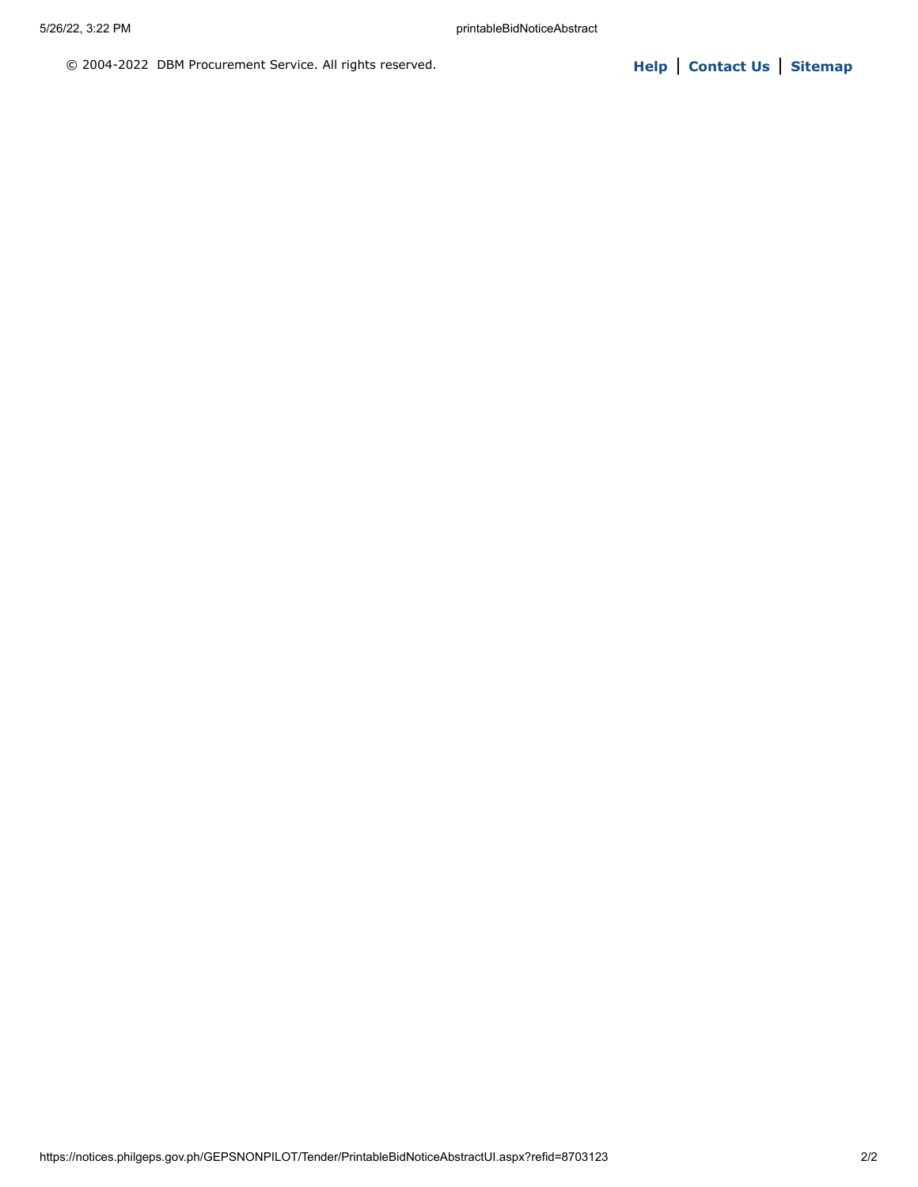© 2004-2022 DBM Procurement Service. All rights reserved.

**Help** | **Contact Us** | **Sitemap**